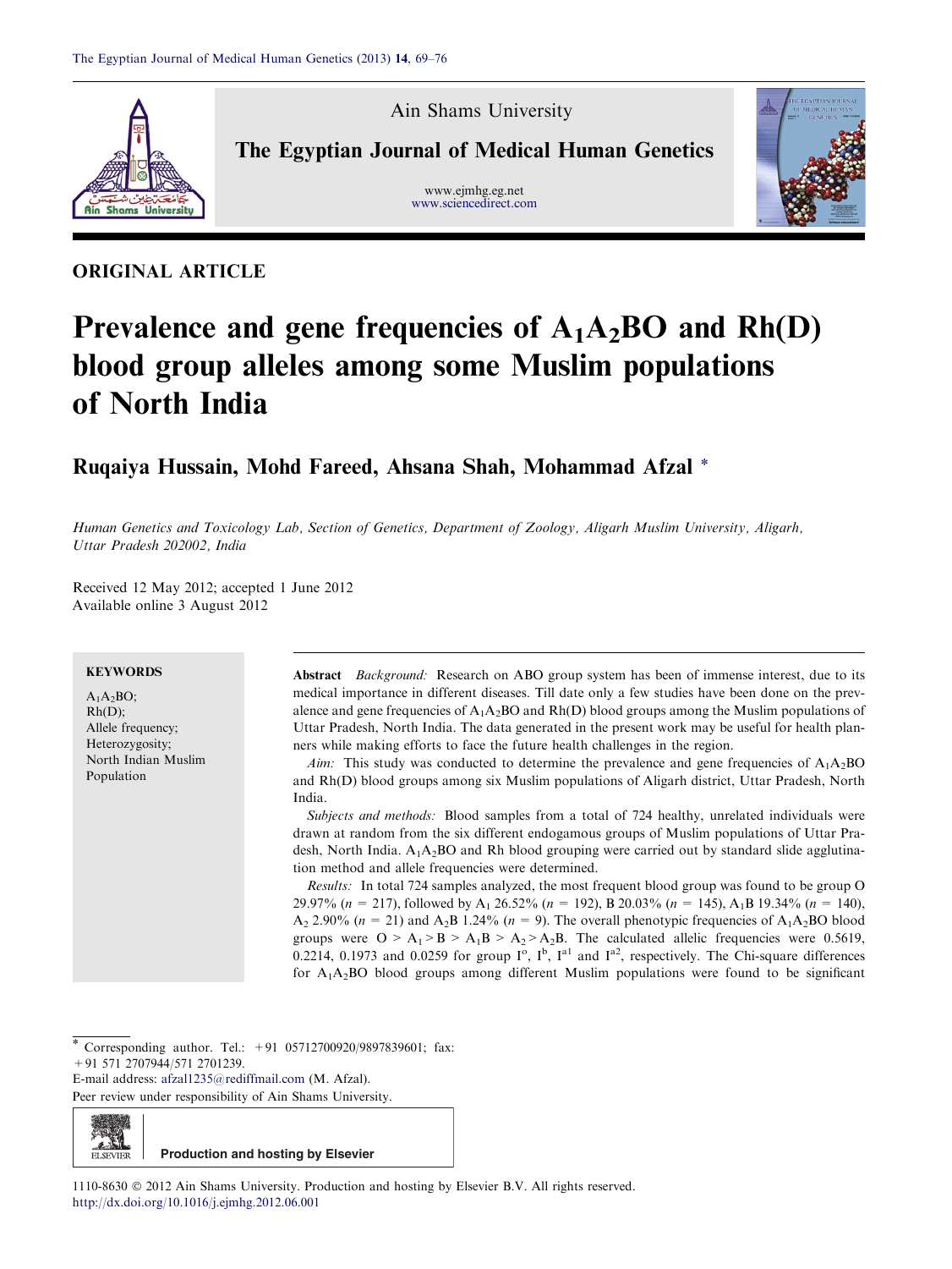ORIGINAL ARTICLE

# Prevalence and gene frequencies of $A_1A_2BO$ and Rh(D) blood group alleles among some Muslim populations of North India

Ruqaiya Hussain, Mohd Fareed, Ahsana Shah, Mohammad Afzal *

*Human Genetics and Toxicology Lab, Section of Genetics, Department of Zoology, Aligarh Muslim University, Aligarh, Uttar Pradesh 202002, India*

Received 12 May 2012; accepted 1 June 2012
Available online 3 August 2012

**KEYWORDS**

$A_1A_2BO$;
Rh(D);
Allele frequency;
Heterozygosity;
North Indian Muslim Population

**Abstract** *Background:* Research on ABO group system has been of immense interest, due to its medical importance in different diseases. Till date only a few studies have been done on the prevalence and gene frequencies of $A_1A_2BO$ and Rh(D) blood groups among the Muslim populations of Uttar Pradesh, North India. The data generated in the present work may be useful for health planners while making efforts to face the future health challenges in the region.

*Aim:* This study was conducted to determine the prevalence and gene frequencies of $A_1A_2BO$ and Rh(D) blood groups among six Muslim populations of Aligarh district, Uttar Pradesh, North India.

*Subjects and methods:* Blood samples from a total of 724 healthy, unrelated individuals were drawn at random from the six different endogamous groups of Muslim populations of Uttar Pradesh, North India. $A_1A_2BO$ and Rh blood grouping were carried out by standard slide agglutination method and allele frequencies were determined.

*Results:* In total 724 samples analyzed, the most frequent blood group was found to be group O 29.97% ($n = 217$), followed by $A_1$ 26.52% ($n = 192$), B 20.03% ($n = 145$), $A_1B$ 19.34% ($n = 140$), $A_2$ 2.90% ($n = 21$) and $A_2B$ 1.24% ($n = 9$). The overall phenotypic frequencies of $A_1A_2BO$ blood groups were $O > A_1 > B > A_1B > A_2 > A_2B$. The calculated allelic frequencies were 0.5619, 0.2214, 0.1973 and 0.0259 for group $I^o$, $I^b$, $I^{a1}$ and $I^{a2}$, respectively. The Chi-square differences for $A_1A_2BO$ blood groups among different Muslim populations were found to be significant

* Corresponding author. Tel.: +91 05712700920/9897839601; fax: +91 571 2707944/571 2701239.
E-mail address: afzal1235@rediffmail.com (M. Afzal).
Peer review under responsibility of Ain Shams University.

Production and hosting by Elsevier

1110-8630 © 2012 Ain Shams University. Production and hosting by Elsevier B.V. All rights reserved.
http://dx.doi.org/10.1016/j.ejmhg.2012.06.001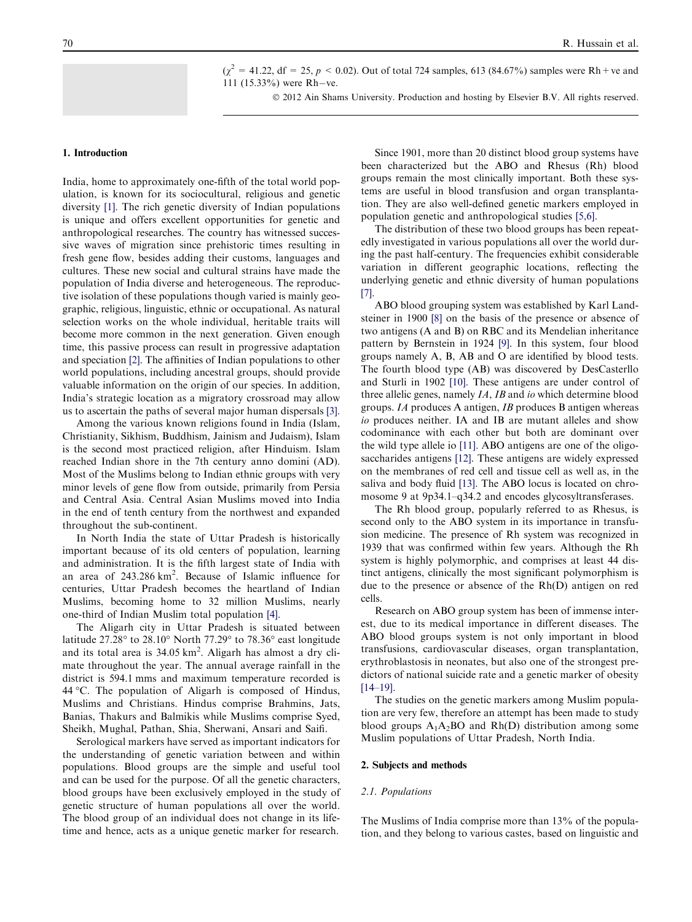($\chi^2$ = 41.22, df = 25, $p < 0.02$). Out of total 724 samples, 613 (84.67%) samples were Rh + ve and 111 (15.33%) were Rh−ve.

© 2012 Ain Shams University. Production and hosting by Elsevier B.V. All rights reserved.

## 1. Introduction

India, home to approximately one-fifth of the total world population, is known for its sociocultural, religious and genetic diversity [1]. The rich genetic diversity of Indian populations is unique and offers excellent opportunities for genetic and anthropological researches. The country has witnessed successive waves of migration since prehistoric times resulting in fresh gene flow, besides adding their customs, languages and cultures. These new social and cultural strains have made the population of India diverse and heterogeneous. The reproductive isolation of these populations though varied is mainly geographic, religious, linguistic, ethnic or occupational. As natural selection works on the whole individual, heritable traits will become more common in the next generation. Given enough time, this passive process can result in progressive adaptation and speciation [2]. The affinities of Indian populations to other world populations, including ancestral groups, should provide valuable information on the origin of our species. In addition, India's strategic location as a migratory crossroad may allow us to ascertain the paths of several major human dispersals [3].

Among the various known religions found in India (Islam, Christianity, Sikhism, Buddhism, Jainism and Judaism), Islam is the second most practiced religion, after Hinduism. Islam reached Indian shore in the 7th century anno domini (AD). Most of the Muslims belong to Indian ethnic groups with very minor levels of gene flow from outside, primarily from Persia and Central Asia. Central Asian Muslims moved into India in the end of tenth century from the northwest and expanded throughout the sub-continent.

In North India the state of Uttar Pradesh is historically important because of its old centers of population, learning and administration. It is the fifth largest state of India with an area of 243.286 km$^2$. Because of Islamic influence for centuries, Uttar Pradesh becomes the heartland of Indian Muslims, becoming home to 32 million Muslims, nearly one-third of Indian Muslim total population [4].

The Aligarh city in Uttar Pradesh is situated between latitude 27.28° to 28.10° North 77.29° to 78.36° east longitude and its total area is 34.05 km$^2$. Aligarh has almost a dry climate throughout the year. The annual average rainfall in the district is 594.1 mms and maximum temperature recorded is 44 °C. The population of Aligarh is composed of Hindus, Muslims and Christians. Hindus comprise Brahmins, Jats, Banias, Thakurs and Balmikis while Muslims comprise Syed, Sheikh, Mughal, Pathan, Shia, Sherwani, Ansari and Saifi.

Serological markers have served as important indicators for the understanding of genetic variation between and within populations. Blood groups are the simple and useful tool and can be used for the purpose. Of all the genetic characters, blood groups have been exclusively employed in the study of genetic structure of human populations all over the world. The blood group of an individual does not change in its lifetime and hence, acts as a unique genetic marker for research.

Since 1901, more than 20 distinct blood group systems have been characterized but the ABO and Rhesus (Rh) blood groups remain the most clinically important. Both these systems are useful in blood transfusion and organ transplantation. They are also well-defined genetic markers employed in population genetic and anthropological studies [5,6].

The distribution of these two blood groups has been repeatedly investigated in various populations all over the world during the past half-century. The frequencies exhibit considerable variation in different geographic locations, reflecting the underlying genetic and ethnic diversity of human populations [7].

ABO blood grouping system was established by Karl Landsteiner in 1900 [8] on the basis of the presence or absence of two antigens (A and B) on RBC and its Mendelian inheritance pattern by Bernstein in 1924 [9]. In this system, four blood groups namely A, B, AB and O are identified by blood tests. The fourth blood type (AB) was discovered by DesCasterllo and Sturli in 1902 [10]. These antigens are under control of three allelic genes, namely *IA*, *IB* and *io* which determine blood groups. *IA* produces A antigen, *IB* produces B antigen whereas *io* produces neither. IA and IB are mutant alleles and show codominance with each other but both are dominant over the wild type allele io [11]. ABO antigens are one of the oligosaccharides antigens [12]. These antigens are widely expressed on the membranes of red cell and tissue cell as well as, in the saliva and body fluid [13]. The ABO locus is located on chromosome 9 at 9p34.1–q34.2 and encodes glycosyltransferases.

The Rh blood group, popularly referred to as Rhesus, is second only to the ABO system in its importance in transfusion medicine. The presence of Rh system was recognized in 1939 that was confirmed within few years. Although the Rh system is highly polymorphic, and comprises at least 44 distinct antigens, clinically the most significant polymorphism is due to the presence or absence of the Rh(D) antigen on red cells.

Research on ABO group system has been of immense interest, due to its medical importance in different diseases. The ABO blood groups system is not only important in blood transfusions, cardiovascular diseases, organ transplantation, erythroblastosis in neonates, but also one of the strongest predictors of national suicide rate and a genetic marker of obesity [14–19].

The studies on the genetic markers among Muslim population are very few, therefore an attempt has been made to study blood groups $A_1A_2BO$ and Rh(D) distribution among some Muslim populations of Uttar Pradesh, North India.

## 2. Subjects and methods

### 2.1. Populations

The Muslims of India comprise more than 13% of the population, and they belong to various castes, based on linguistic and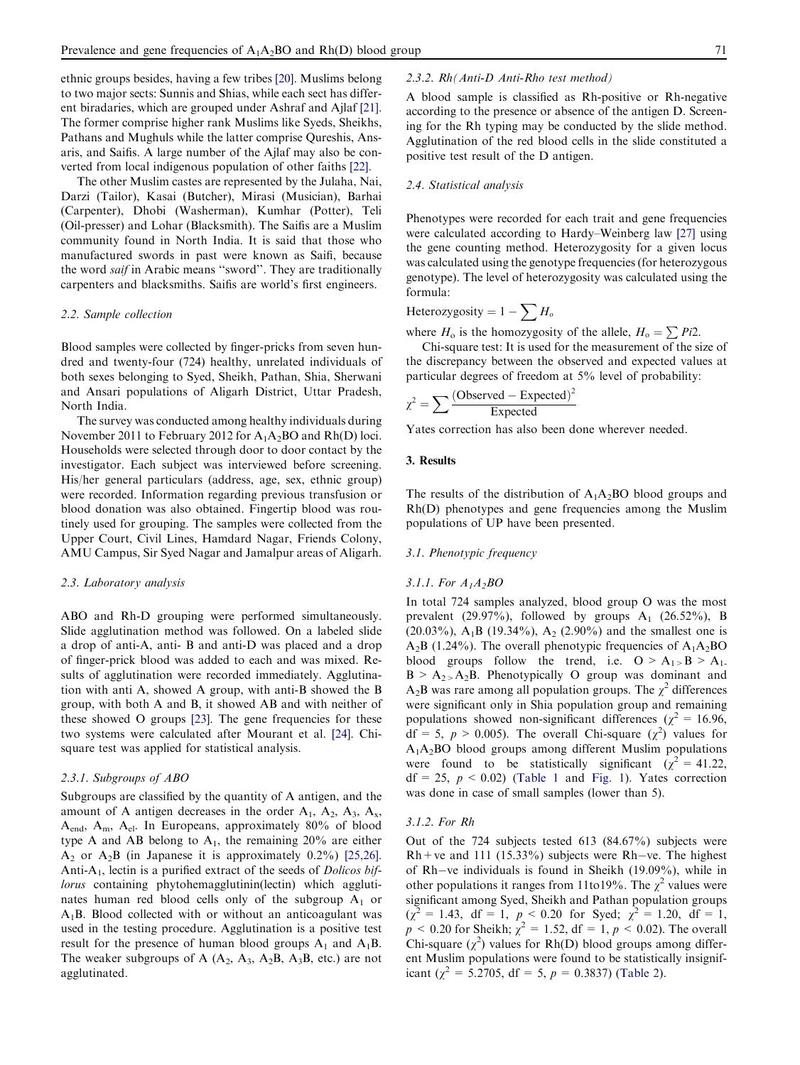ethnic groups besides, having a few tribes [20]. Muslims belong to two major sects: Sunnis and Shias, while each sect has different biradaries, which are grouped under Ashraf and Ajlaf [21]. The former comprise higher rank Muslims like Syeds, Sheikhs, Pathans and Mughuls while the latter comprise Qureshis, Ansaris, and Saifis. A large number of the Ajlaf may also be converted from local indigenous population of other faiths [22].

The other Muslim castes are represented by the Julaha, Nai, Darzi (Tailor), Kasai (Butcher), Mirasi (Musician), Barhai (Carpenter), Dhobi (Washerman), Kumhar (Potter), Teli (Oil-presser) and Lohar (Blacksmith). The Saifis are a Muslim community found in North India. It is said that those who manufactured swords in past were known as Saifi, because the word *saif* in Arabic means "sword". They are traditionally carpenters and blacksmiths. Saifis are world's first engineers.

### 2.2. Sample collection

Blood samples were collected by finger-pricks from seven hundred and twenty-four (724) healthy, unrelated individuals of both sexes belonging to Syed, Sheikh, Pathan, Shia, Sherwani and Ansari populations of Aligarh District, Uttar Pradesh, North India.

The survey was conducted among healthy individuals during November 2011 to February 2012 for $A_1A_2BO$ and Rh(D) loci. Households were selected through door to door contact by the investigator. Each subject was interviewed before screening. His/her general particulars (address, age, sex, ethnic group) were recorded. Information regarding previous transfusion or blood donation was also obtained. Fingertip blood was routinely used for grouping. The samples were collected from the Upper Court, Civil Lines, Hamdard Nagar, Friends Colony, AMU Campus, Sir Syed Nagar and Jamalpur areas of Aligarh.

### 2.3. Laboratory analysis

ABO and Rh-D grouping were performed simultaneously. Slide agglutination method was followed. On a labeled slide a drop of anti-A, anti- B and anti-D was placed and a drop of finger-prick blood was added to each and was mixed. Results of agglutination were recorded immediately. Agglutination with anti A, showed A group, with anti-B showed the B group, with both A and B, it showed AB and with neither of these showed O groups [23]. The gene frequencies for these two systems were calculated after Mourant et al. [24]. Chi-square test was applied for statistical analysis.

#### 2.3.1. Subgroups of ABO

Subgroups are classified by the quantity of A antigen, and the amount of A antigen decreases in the order $A_1$, $A_2$, $A_3$, $A_x$, $A_{end}$, $A_m$, $A_{el}$. In Europeans, approximately 80% of blood type A and AB belong to $A_1$, the remaining 20% are either $A_2$ or $A_2B$ (in Japanese it is approximately 0.2%) [25,26]. Anti-$A_1$, lectin is a purified extract of the seeds of *Dolicos biflorus* containing phytohemagglutinin(lectin) which agglutinates human red blood cells only of the subgroup $A_1$ or $A_1B$. Blood collected with or without an anticoagulant was used in the testing procedure. Agglutination is a positive test result for the presence of human blood groups $A_1$ and $A_1B$. The weaker subgroups of A ($A_2$, $A_3$, $A_2B$, $A_3B$, etc.) are not agglutinated.

#### 2.3.2. Rh(Anti-D Anti-Rho test method)

A blood sample is classified as Rh-positive or Rh-negative according to the presence or absence of the antigen D. Screening for the Rh typing may be conducted by the slide method. Agglutination of the red blood cells in the slide constituted a positive test result of the D antigen.

### 2.4. Statistical analysis

Phenotypes were recorded for each trait and gene frequencies were calculated according to Hardy–Weinberg law [27] using the gene counting method. Heterozygosity for a given locus was calculated using the genotype frequencies (for heterozygous genotype). The level of heterozygosity was calculated using the formula:

$$\text{Heterozygosity} = 1 - \sum H_o$$

where $H_o$ is the homozygosity of the allele, $H_o = \sum Pi2$.

Chi-square test: It is used for the measurement of the size of the discrepancy between the observed and expected values at particular degrees of freedom at 5% level of probability:

$$\chi^2 = \sum \frac{(\text{Observed} - \text{Expected})^2}{\text{Expected}}$$

Yates correction has also been done wherever needed.

## 3. Results

The results of the distribution of $A_1A_2BO$ blood groups and Rh(D) phenotypes and gene frequencies among the Muslim populations of UP have been presented.

### 3.1. Phenotypic frequency

#### 3.1.1. For $A_1A_2BO$

In total 724 samples analyzed, blood group O was the most prevalent (29.97%), followed by groups $A_1$ (26.52%), B (20.03%), $A_1B$ (19.34%), $A_2$ (2.90%) and the smallest one is $A_2B$ (1.24%). The overall phenotypic frequencies of $A_1A_2BO$ blood groups follow the trend, i.e. O > $A_1$ > B > $A_1$B > $A_2$ > $A_2B$. Phenotypically O group was dominant and $A_2B$ was rare among all population groups. The $\chi^2$ differences were significant only in Shia population group and remaining populations showed non-significant differences ($\chi^2 = 16.96$, df = 5, $p > 0.005$). The overall Chi-square ($\chi^2$) values for $A_1A_2BO$ blood groups among different Muslim populations were found to be statistically significant ($\chi^2 = 41.22$, df = 25, $p < 0.02$) (Table 1 and Fig. 1). Yates correction was done in case of small samples (lower than 5).

#### 3.1.2. For Rh

Out of the 724 subjects tested 613 (84.67%) subjects were Rh+ve and 111 (15.33%) subjects were Rh−ve. The highest of Rh−ve individuals is found in Sheikh (19.09%), while in other populations it ranges from 11to19%. The $\chi^2$ values were significant among Syed, Sheikh and Pathan population groups ($\chi^2 = 1.43$, df = 1, $p < 0.20$ for Syed; $\chi^2 = 1.20$, df = 1, $p < 0.20$ for Sheikh; $\chi^2 = 1.52$, df = 1, $p < 0.02$). The overall Chi-square ($\chi^2$) values for Rh(D) blood groups among different Muslim populations were found to be statistically insignificant ($\chi^2 = 5.2705$, df = 5, $p = 0.3837$) (Table 2).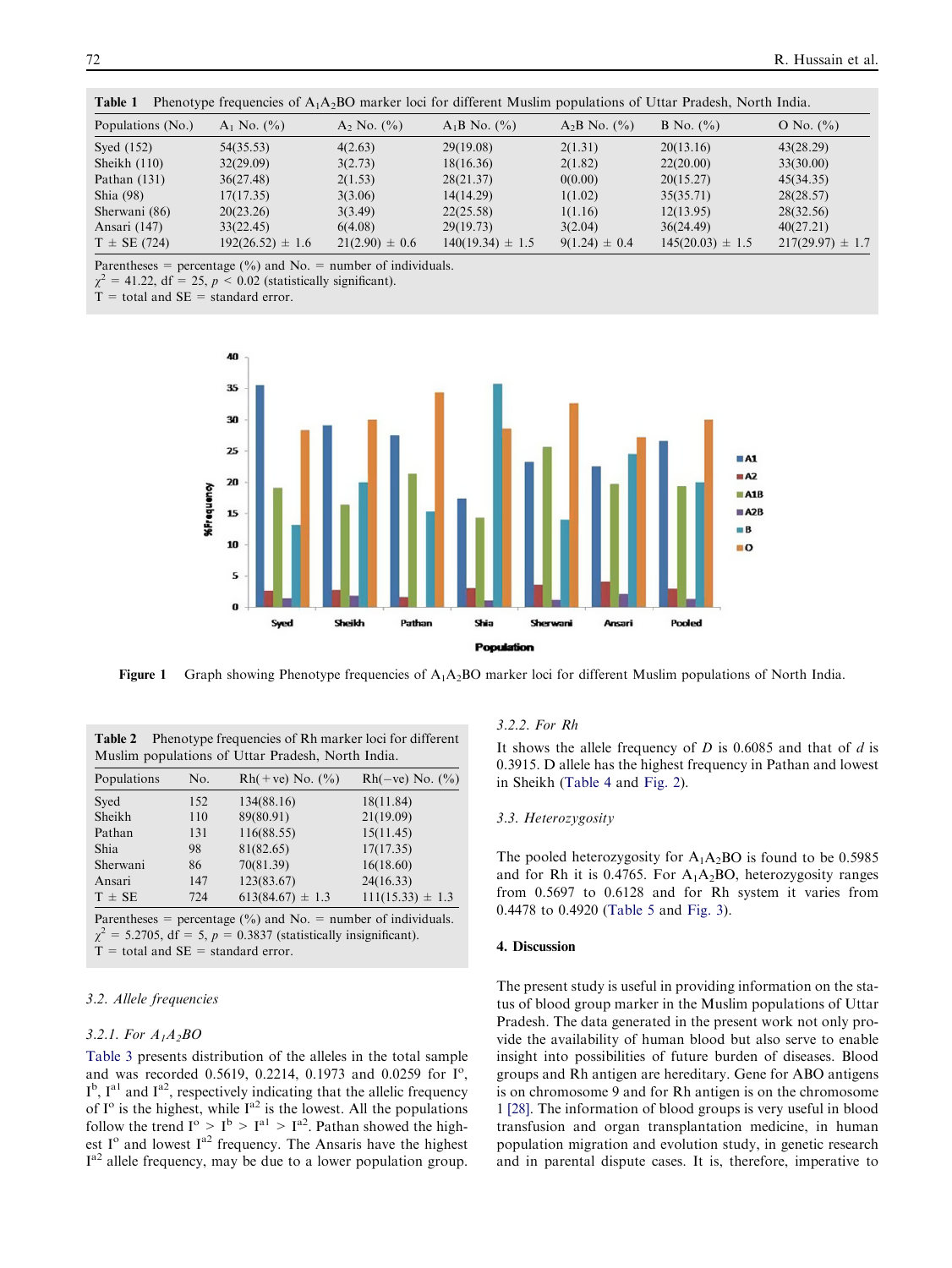**Table 1** Phenotype frequencies of $A_1A_2BO$ marker loci for different Muslim populations of Uttar Pradesh, North India.

| Populations (No.) | $A_1$ No. (%) | $A_2$ No. (%) | $A_1B$ No. (%) | $A_2B$ No. (%) | B No. (%) | O No. (%) |
|---|---|---|---|---|---|---|
| Syed (152) | 54(35.53) | 4(2.63) | 29(19.08) | 2(1.31) | 20(13.16) | 43(28.29) |
| Sheikh (110) | 32(29.09) | 3(2.73) | 18(16.36) | 2(1.82) | 22(20.00) | 33(30.00) |
| Pathan (131) | 36(27.48) | 2(1.53) | 28(21.37) | 0(0.00) | 20(15.27) | 45(34.35) |
| Shia (98) | 17(17.35) | 3(3.06) | 14(14.29) | 1(1.02) | 35(35.71) | 28(28.57) |
| Sherwani (86) | 20(23.26) | 3(3.49) | 22(25.58) | 1(1.16) | 12(13.95) | 28(32.56) |
| Ansari (147) | 33(22.45) | 6(4.08) | 29(19.73) | 3(2.04) | 36(24.49) | 40(27.21) |
| T ± SE (724) | 192(26.52) ± 1.6 | 21(2.90) ± 0.6 | 140(19.34) ± 1.5 | 9(1.24) ± 0.4 | 145(20.03) ± 1.5 | 217(29.97) ± 1.7 |

Parentheses = percentage (%) and No. = number of individuals.
$\chi^2 = 41.22$, df = 25, $p < 0.02$ (statistically significant).
T = total and SE = standard error.

**Figure 1** Graph showing Phenotype frequencies of $A_1A_2BO$ marker loci for different Muslim populations of North India.

**Table 2** Phenotype frequencies of Rh marker loci for different Muslim populations of Uttar Pradesh, North India.

| Populations | No. | Rh(+ve) No. (%) | Rh(−ve) No. (%) |
|---|---|---|---|
| Syed | 152 | 134(88.16) | 18(11.84) |
| Sheikh | 110 | 89(80.91) | 21(19.09) |
| Pathan | 131 | 116(88.55) | 15(11.45) |
| Shia | 98 | 81(82.65) | 17(17.35) |
| Sherwani | 86 | 70(81.39) | 16(18.60) |
| Ansari | 147 | 123(83.67) | 24(16.33) |
| T ± SE | 724 | 613(84.67) ± 1.3 | 111(15.33) ± 1.3 |

Parentheses = percentage (%) and No. = number of individuals.
$\chi^2 = 5.2705$, df = 5, $p = 0.3837$ (statistically insignificant).
T = total and SE = standard error.

### 3.2. Allele frequencies

#### 3.2.1. For $A_1A_2BO$

Table 3 presents distribution of the alleles in the total sample and was recorded 0.5619, 0.2214, 0.1973 and 0.0259 for $I^o$, $I^b$, $I^{a1}$ and $I^{a2}$, respectively indicating that the allelic frequency of $I^o$ is the highest, while $I^{a2}$ is the lowest. All the populations follow the trend $I^o > I^b > I^{a1} > I^{a2}$. Pathan showed the highest $I^o$ and lowest $I^{a2}$ frequency. The Ansaris have the highest $I^{a2}$ allele frequency, may be due to a lower population group.

#### 3.2.2. For Rh

It shows the allele frequency of *D* is 0.6085 and that of *d* is 0.3915. D allele has the highest frequency in Pathan and lowest in Sheikh (Table 4 and Fig. 2).

### 3.3. Heterozygosity

The pooled heterozygosity for $A_1A_2BO$ is found to be 0.5985 and for Rh it is 0.4765. For $A_1A_2BO$, heterozygosity ranges from 0.5697 to 0.6128 and for Rh system it varies from 0.4478 to 0.4920 (Table 5 and Fig. 3).

## 4. Discussion

The present study is useful in providing information on the status of blood group marker in the Muslim populations of Uttar Pradesh. The data generated in the present work not only provide the availability of human blood but also serve to enable insight into possibilities of future burden of diseases. Blood groups and Rh antigen are hereditary. Gene for ABO antigens is on chromosome 9 and for Rh antigen is on the chromosome 1 [28]. The information of blood groups is very useful in blood transfusion and organ transplantation medicine, in human population migration and evolution study, in genetic research and in parental dispute cases. It is, therefore, imperative to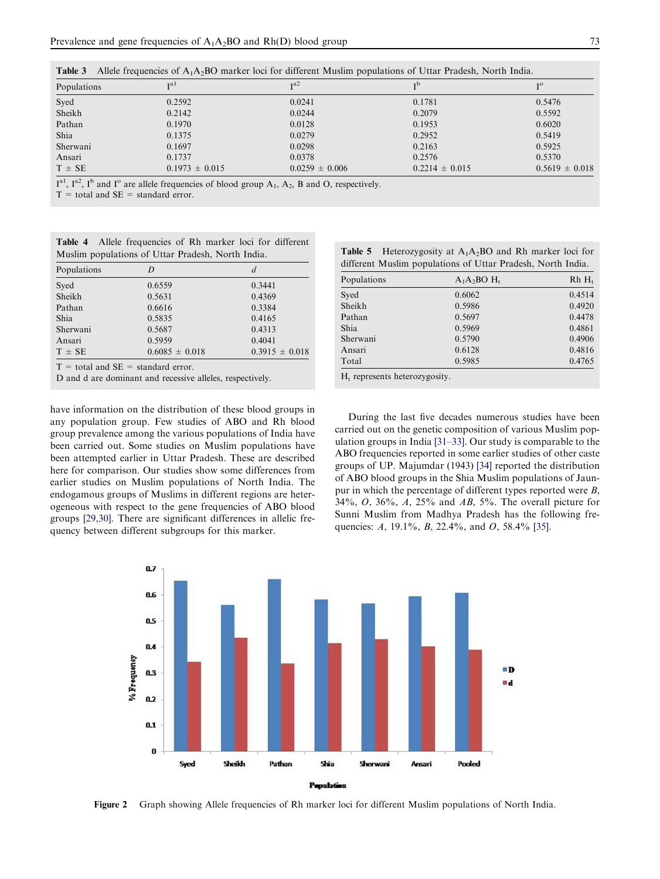**Table 3** Allele frequencies of $A_1A_2BO$ marker loci for different Muslim populations of Uttar Pradesh, North India.

| Populations | $I^{a1}$ | $I^{a2}$ | $I^{b}$ | $I^{o}$ |
|---|---|---|---|---|
| Syed | 0.2592 | 0.0241 | 0.1781 | 0.5476 |
| Sheikh | 0.2142 | 0.0244 | 0.2079 | 0.5592 |
| Pathan | 0.1970 | 0.0128 | 0.1953 | 0.6020 |
| Shia | 0.1375 | 0.0279 | 0.2952 | 0.5419 |
| Sherwani | 0.1697 | 0.0298 | 0.2163 | 0.5925 |
| Ansari | 0.1737 | 0.0378 | 0.2576 | 0.5370 |
| T ± SE | 0.1973 ± 0.015 | 0.0259 ± 0.006 | 0.2214 ± 0.015 | 0.5619 ± 0.018 |

$I^{a1}$, $I^{a2}$, $I^{b}$ and $I^{o}$ are allele frequencies of blood group $A_1$, $A_2$, B and O, respectively.
T = total and SE = standard error.

**Table 4** Allele frequencies of Rh marker loci for different Muslim populations of Uttar Pradesh, North India.

| Populations | *D* | *d* |
|---|---|---|
| Syed | 0.6559 | 0.3441 |
| Sheikh | 0.5631 | 0.4369 |
| Pathan | 0.6616 | 0.3384 |
| Shia | 0.5835 | 0.4165 |
| Sherwani | 0.5687 | 0.4313 |
| Ansari | 0.5959 | 0.4041 |
| T ± SE | 0.6085 ± 0.018 | 0.3915 ± 0.018 |

T = total and SE = standard error.
D and d are dominant and recessive alleles, respectively.

**Table 5** Heterozygosity at $A_1A_2BO$ and Rh marker loci for different Muslim populations of Uttar Pradesh, North India.

| Populations | $A_1A_2BO$ $H_t$ | Rh $H_t$ |
|---|---|---|
| Syed | 0.6062 | 0.4514 |
| Sheikh | 0.5986 | 0.4920 |
| Pathan | 0.5697 | 0.4478 |
| Shia | 0.5969 | 0.4861 |
| Sherwani | 0.5790 | 0.4906 |
| Ansari | 0.6128 | 0.4816 |
| Total | 0.5985 | 0.4765 |

$H_t$ represents heterozygosity.

have information on the distribution of these blood groups in any population group. Few studies of ABO and Rh blood group prevalence among the various populations of India have been carried out. Some studies on Muslim populations have been attempted earlier in Uttar Pradesh. These are described here for comparison. Our studies show some differences from earlier studies on Muslim populations of North India. The endogamous groups of Muslims in different regions are heterogeneous with respect to the gene frequencies of ABO blood groups [29,30]. There are significant differences in allelic frequency between different subgroups for this marker.

During the last five decades numerous studies have been carried out on the genetic composition of various Muslim population groups in India [31–33]. Our study is comparable to the ABO frequencies reported in some earlier studies of other caste groups of UP. Majumdar (1943) [34] reported the distribution of ABO blood groups in the Shia Muslim populations of Jaunpur in which the percentage of different types reported were *B*, 34%, *O*, 36%, *A*, 25% and *AB*, 5%. The overall picture for Sunni Muslim from Madhya Pradesh has the following frequencies: *A*, 19.1%, *B*, 22.4%, and *O*, 58.4% [35].

**Figure 2** Graph showing Allele frequencies of Rh marker loci for different Muslim populations of North India.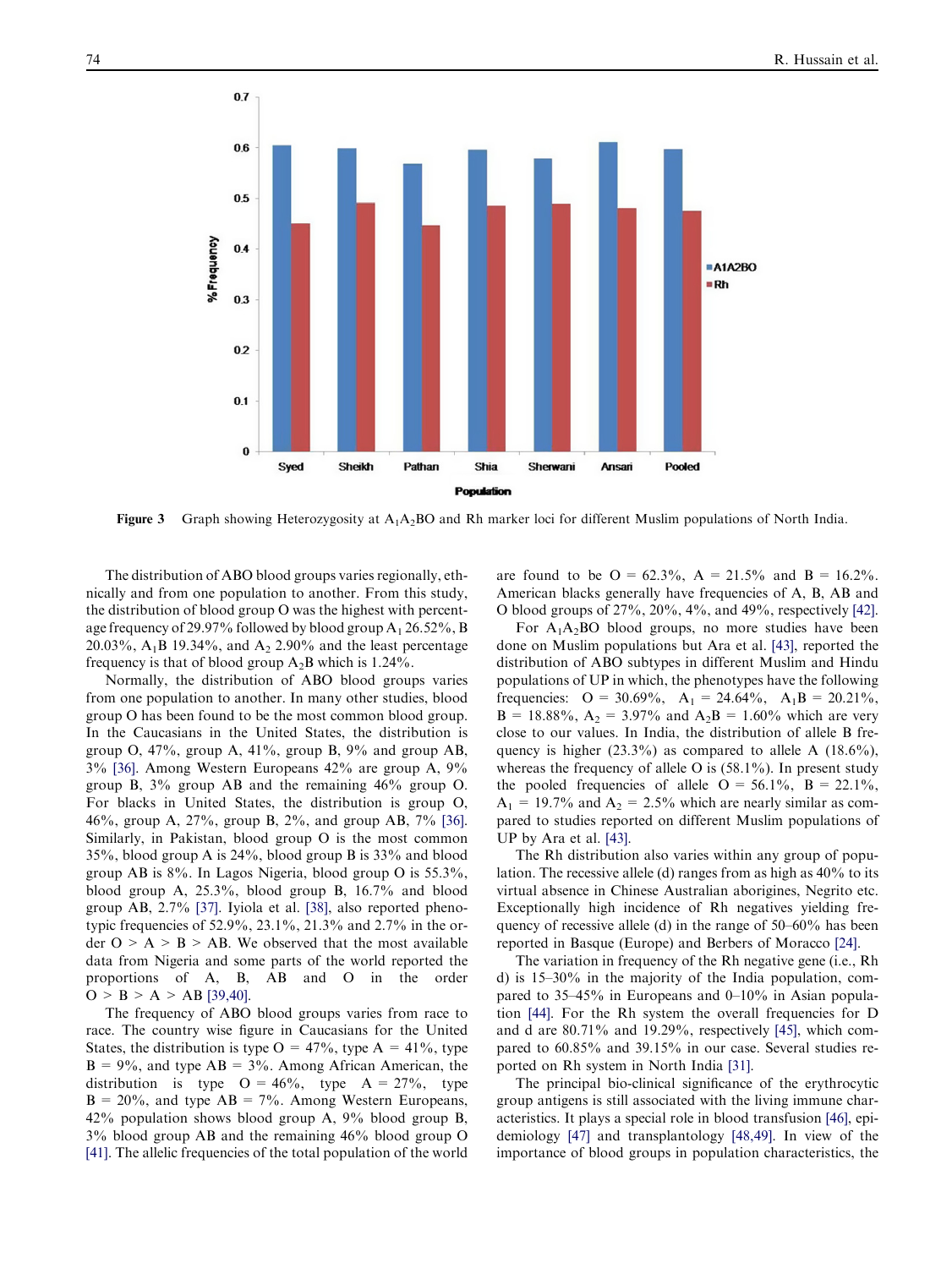**Figure 3** Graph showing Heterozygosity at $A_1A_2BO$ and Rh marker loci for different Muslim populations of North India.

The distribution of ABO blood groups varies regionally, ethnically and from one population to another. From this study, the distribution of blood group O was the highest with percentage frequency of 29.97% followed by blood group $A_1$ 26.52%, B 20.03%, $A_1B$ 19.34%, and $A_2$ 2.90% and the least percentage frequency is that of blood group $A_2B$ which is 1.24%.

Normally, the distribution of ABO blood groups varies from one population to another. In many other studies, blood group O has been found to be the most common blood group. In the Caucasians in the United States, the distribution is group O, 47%, group A, 41%, group B, 9% and group AB, 3% [36]. Among Western Europeans 42% are group A, 9% group B, 3% group AB and the remaining 46% group O. For blacks in United States, the distribution is group O, 46%, group A, 27%, group B, 2%, and group AB, 7% [36]. Similarly, in Pakistan, blood group O is the most common 35%, blood group A is 24%, blood group B is 33% and blood group AB is 8%. In Lagos Nigeria, blood group O is 55.3%, blood group A, 25.3%, blood group B, 16.7% and blood group AB, 2.7% [37]. Iyiola et al. [38], also reported phenotypic frequencies of 52.9%, 23.1%, 21.3% and 2.7% in the order O > A > B > AB. We observed that the most available data from Nigeria and some parts of the world reported the proportions of A, B, AB and O in the order O > B > A > AB [39,40].

The frequency of ABO blood groups varies from race to race. The country wise figure in Caucasians for the United States, the distribution is type O = 47%, type A = 41%, type B = 9%, and type AB = 3%. Among African American, the distribution is type O = 46%, type A = 27%, type B = 20%, and type AB = 7%. Among Western Europeans, 42% population shows blood group A, 9% blood group B, 3% blood group AB and the remaining 46% blood group O [41]. The allelic frequencies of the total population of the world are found to be O = 62.3%, A = 21.5% and B = 16.2%. American blacks generally have frequencies of A, B, AB and O blood groups of 27%, 20%, 4%, and 49%, respectively [42].

For $A_1A_2BO$ blood groups, no more studies have been done on Muslim populations but Ara et al. [43], reported the distribution of ABO subtypes in different Muslim and Hindu populations of UP in which, the phenotypes have the following frequencies: O = 30.69%, $A_1$ = 24.64%, $A_1B$ = 20.21%, B = 18.88%, $A_2$ = 3.97% and $A_2B$ = 1.60% which are very close to our values. In India, the distribution of allele B frequency is higher (23.3%) as compared to allele A (18.6%), whereas the frequency of allele O is (58.1%). In present study the pooled frequencies of allele O = 56.1%, B = 22.1%, $A_1$ = 19.7% and $A_2$ = 2.5% which are nearly similar as compared to studies reported on different Muslim populations of UP by Ara et al. [43].

The Rh distribution also varies within any group of population. The recessive allele (d) ranges from as high as 40% to its virtual absence in Chinese Australian aborigines, Negrito etc. Exceptionally high incidence of Rh negatives yielding frequency of recessive allele (d) in the range of 50–60% has been reported in Basque (Europe) and Berbers of Moracco [24].

The variation in frequency of the Rh negative gene (i.e., Rh d) is 15–30% in the majority of the India population, compared to 35–45% in Europeans and 0–10% in Asian population [44]. For the Rh system the overall frequencies for D and d are 80.71% and 19.29%, respectively [45], which compared to 60.85% and 39.15% in our case. Several studies reported on Rh system in North India [31].

The principal bio-clinical significance of the erythrocytic group antigens is still associated with the living immune characteristics. It plays a special role in blood transfusion [46], epidemiology [47] and transplantology [48,49]. In view of the importance of blood groups in population characteristics, the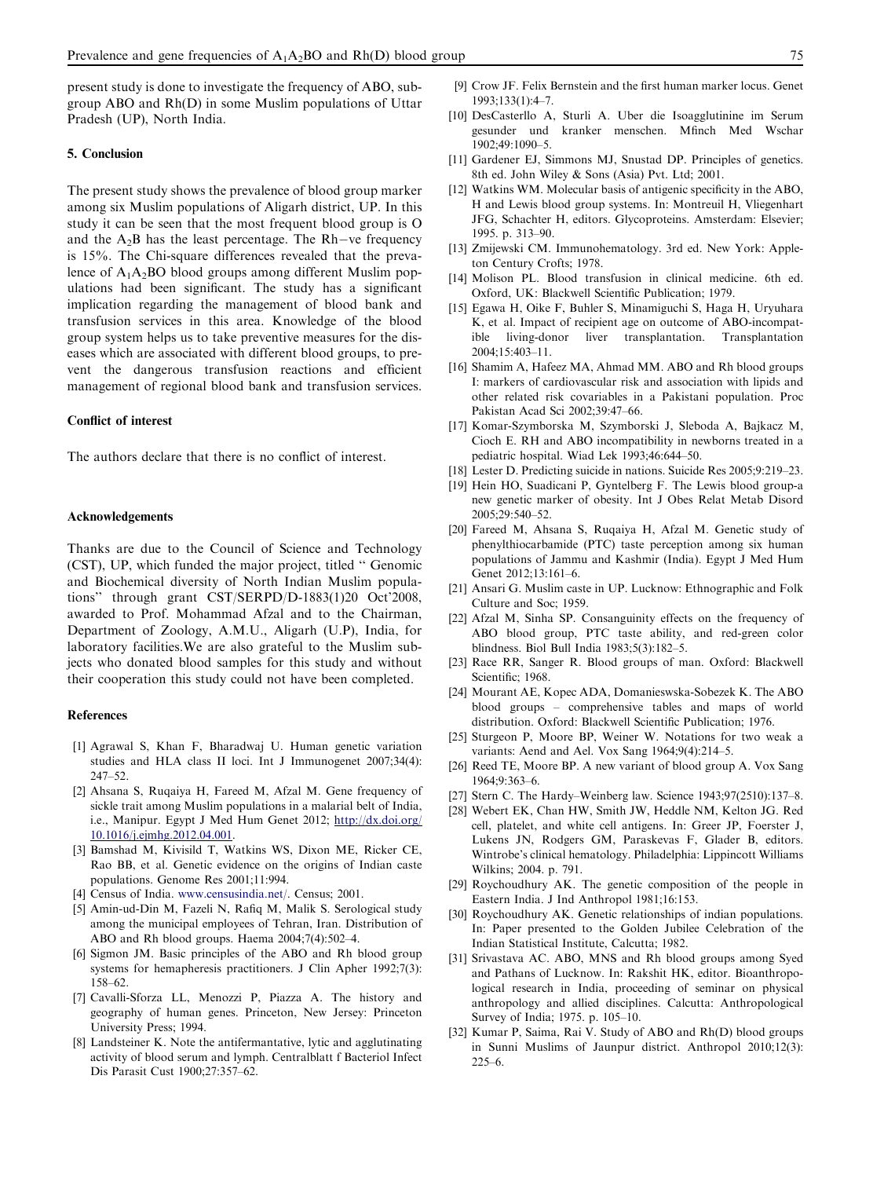present study is done to investigate the frequency of ABO, subgroup ABO and Rh(D) in some Muslim populations of Uttar Pradesh (UP), North India.

## 5. Conclusion

The present study shows the prevalence of blood group marker among six Muslim populations of Aligarh district, UP. In this study it can be seen that the most frequent blood group is O and the $A_2B$ has the least percentage. The Rh−ve frequency is 15%. The Chi-square differences revealed that the prevalence of $A_1A_2BO$ blood groups among different Muslim populations had been significant. The study has a significant implication regarding the management of blood bank and transfusion services in this area. Knowledge of the blood group system helps us to take preventive measures for the diseases which are associated with different blood groups, to prevent the dangerous transfusion reactions and efficient management of regional blood bank and transfusion services.

## Conflict of interest

The authors declare that there is no conflict of interest.

## Acknowledgements

Thanks are due to the Council of Science and Technology (CST), UP, which funded the major project, titled " Genomic and Biochemical diversity of North Indian Muslim populations" through grant CST/SERPD/D-1883(1)20 Oct'2008, awarded to Prof. Mohammad Afzal and to the Chairman, Department of Zoology, A.M.U., Aligarh (U.P), India, for laboratory facilities.We are also grateful to the Muslim subjects who donated blood samples for this study and without their cooperation this study could not have been completed.

## References

[1] Agrawal S, Khan F, Bharadwaj U. Human genetic variation studies and HLA class II loci. Int J Immunogenet 2007;34(4): 247–52.

[2] Ahsana S, Ruqaiya H, Fareed M, Afzal M. Gene frequency of sickle trait among Muslim populations in a malarial belt of India, i.e., Manipur. Egypt J Med Hum Genet 2012; http://dx.doi.org/10.1016/j.ejmhg.2012.04.001.

[3] Bamshad M, Kivisild T, Watkins WS, Dixon ME, Ricker CE, Rao BB, et al. Genetic evidence on the origins of Indian caste populations. Genome Res 2001;11:994.

[4] Census of India. www.censusindia.net/. Census; 2001.

[5] Amin-ud-Din M, Fazeli N, Rafiq M, Malik S. Serological study among the municipal employees of Tehran, Iran. Distribution of ABO and Rh blood groups. Haema 2004;7(4):502–4.

[6] Sigmon JM. Basic principles of the ABO and Rh blood group systems for hemapheresis practitioners. J Clin Apher 1992;7(3): 158–62.

[7] Cavalli-Sforza LL, Menozzi P, Piazza A. The history and geography of human genes. Princeton, New Jersey: Princeton University Press; 1994.

[8] Landsteiner K. Note the antifermantative, lytic and agglutinating activity of blood serum and lymph. Centralblatt f Bacteriol Infect Dis Parasit Cust 1900;27:357–62.

[9] Crow JF. Felix Bernstein and the first human marker locus. Genet 1993;133(1):4–7.

[10] DesCasterllo A, Sturli A. Uber die Isoagglutinine im Serum gesunder und kranker menschen. Mfinch Med Wschar 1902;49:1090–5.

[11] Gardener EJ, Simmons MJ, Snustad DP. Principles of genetics. 8th ed. John Wiley & Sons (Asia) Pvt. Ltd; 2001.

[12] Watkins WM. Molecular basis of antigenic specificity in the ABO, H and Lewis blood group systems. In: Montreuil H, Vliegenhart JFG, Schachter H, editors. Glycoproteins. Amsterdam: Elsevier; 1995. p. 313–90.

[13] Zmijewski CM. Immunohematology. 3rd ed. New York: Appleton Century Crofts; 1978.

[14] Molison PL. Blood transfusion in clinical medicine. 6th ed. Oxford, UK: Blackwell Scientific Publication; 1979.

[15] Egawa H, Oike F, Buhler S, Minamiguchi S, Haga H, Uryuhara K, et al. Impact of recipient age on outcome of ABO-incompatible living-donor liver transplantation. Transplantation 2004;15:403–11.

[16] Shamim A, Hafeez MA, Ahmad MM. ABO and Rh blood groups I: markers of cardiovascular risk and association with lipids and other related risk covariables in a Pakistani population. Proc Pakistan Acad Sci 2002;39:47–66.

[17] Komar-Szymborska M, Szymborski J, Sleboda A, Bajkacz M, Cioch E. RH and ABO incompatibility in newborns treated in a pediatric hospital. Wiad Lek 1993;46:644–50.

[18] Lester D. Predicting suicide in nations. Suicide Res 2005;9:219–23.

[19] Hein HO, Suadicani P, Gyntelberg F. The Lewis blood group-a new genetic marker of obesity. Int J Obes Relat Metab Disord 2005;29:540–52.

[20] Fareed M, Ahsana S, Ruqaiya H, Afzal M. Genetic study of phenylthiocarbamide (PTC) taste perception among six human populations of Jammu and Kashmir (India). Egypt J Med Hum Genet 2012;13:161–6.

[21] Ansari G. Muslim caste in UP. Lucknow: Ethnographic and Folk Culture and Soc; 1959.

[22] Afzal M, Sinha SP. Consanguinity effects on the frequency of ABO blood group, PTC taste ability, and red-green color blindness. Biol Bull India 1983;5(3):182–5.

[23] Race RR, Sanger R. Blood groups of man. Oxford: Blackwell Scientific; 1968.

[24] Mourant AE, Kopec ADA, Domanieswska-Sobezek K. The ABO blood groups – comprehensive tables and maps of world distribution. Oxford: Blackwell Scientific Publication; 1976.

[25] Sturgeon P, Moore BP, Weiner W. Notations for two weak a variants: Aend and Ael. Vox Sang 1964;9(4):214–5.

[26] Reed TE, Moore BP. A new variant of blood group A. Vox Sang 1964;9:363–6.

[27] Stern C. The Hardy–Weinberg law. Science 1943;97(2510):137–8.

[28] Webert EK, Chan HW, Smith JW, Heddle NM, Kelton JG. Red cell, platelet, and white cell antigens. In: Greer JP, Foerster J, Lukens JN, Rodgers GM, Paraskevas F, Glader B, editors. Wintrobe's clinical hematology. Philadelphia: Lippincott Williams Wilkins; 2004. p. 791.

[29] Roychoudhury AK. The genetic composition of the people in Eastern India. J Ind Anthropol 1981;16:153.

[30] Roychoudhury AK. Genetic relationships of indian populations. In: Paper presented to the Golden Jubilee Celebration of the Indian Statistical Institute, Calcutta; 1982.

[31] Srivastava AC. ABO, MNS and Rh blood groups among Syed and Pathans of Lucknow. In: Rakshit HK, editor. Bioanthropological research in India, proceeding of seminar on physical anthropology and allied disciplines. Calcutta: Anthropological Survey of India; 1975. p. 105–10.

[32] Kumar P, Saima, Rai V. Study of ABO and Rh(D) blood groups in Sunni Muslims of Jaunpur district. Anthropol 2010;12(3): 225–6.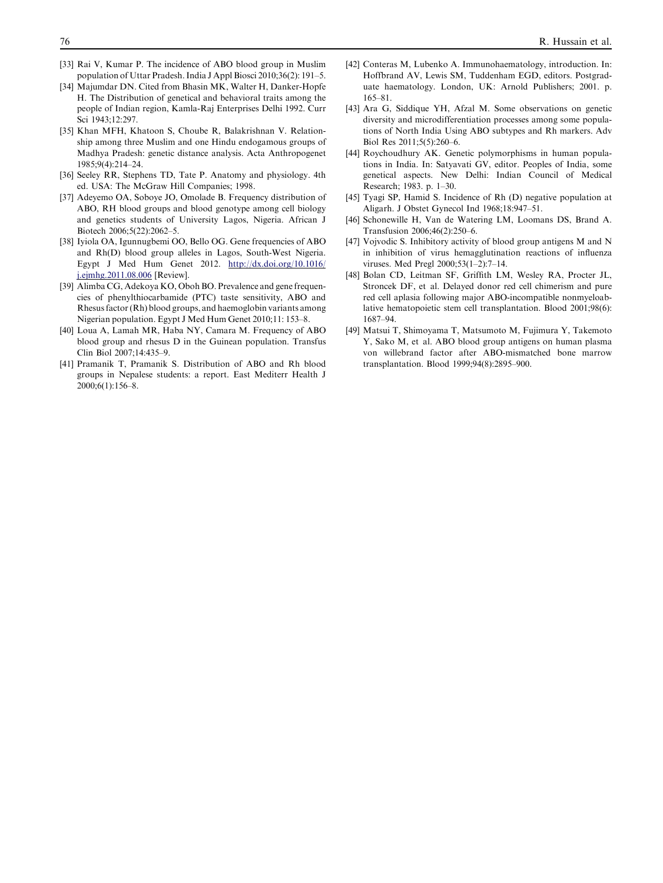[33] Rai V, Kumar P. The incidence of ABO blood group in Muslim population of Uttar Pradesh. India J Appl Biosci 2010;36(2): 191–5.

[34] Majumdar DN. Cited from Bhasin MK, Walter H, Danker-Hopfe H. The Distribution of genetical and behavioral traits among the people of Indian region, Kamla-Raj Enterprises Delhi 1992. Curr Sci 1943;12:297.

[35] Khan MFH, Khatoon S, Choube R, Balakrishnan V. Relationship among three Muslim and one Hindu endogamous groups of Madhya Pradesh: genetic distance analysis. Acta Anthropogenet 1985;9(4):214–24.

[36] Seeley RR, Stephens TD, Tate P. Anatomy and physiology. 4th ed. USA: The McGraw Hill Companies; 1998.

[37] Adeyemo OA, Soboye JO, Omolade B. Frequency distribution of ABO, RH blood groups and blood genotype among cell biology and genetics students of University Lagos, Nigeria. African J Biotech 2006;5(22):2062–5.

[38] Iyiola OA, Igunnugbemi OO, Bello OG. Gene frequencies of ABO and Rh(D) blood group alleles in Lagos, South-West Nigeria. Egypt J Med Hum Genet 2012. http://dx.doi.org/10.1016/j.ejmhg.2011.08.006 [Review].

[39] Alimba CG, Adekoya KO, Oboh BO. Prevalence and gene frequencies of phenylthiocarbamide (PTC) taste sensitivity, ABO and Rhesus factor (Rh) blood groups, and haemoglobin variants among Nigerian population. Egypt J Med Hum Genet 2010;11: 153–8.

[40] Loua A, Lamah MR, Haba NY, Camara M. Frequency of ABO blood group and rhesus D in the Guinean population. Transfus Clin Biol 2007;14:435–9.

[41] Pramanik T, Pramanik S. Distribution of ABO and Rh blood groups in Nepalese students: a report. East Mediterr Health J 2000;6(1):156–8.

[42] Conteras M, Lubenko A. Immunohaematology, introduction. In: Hoffbrand AV, Lewis SM, Tuddenham EGD, editors. Postgraduate haematology. London, UK: Arnold Publishers; 2001. p. 165–81.

[43] Ara G, Siddique YH, Afzal M. Some observations on genetic diversity and microdifferentiation processes among some populations of North India Using ABO subtypes and Rh markers. Adv Biol Res 2011;5(5):260–6.

[44] Roychoudhury AK. Genetic polymorphisms in human populations in India. In: Satyavati GV, editor. Peoples of India, some genetical aspects. New Delhi: Indian Council of Medical Research; 1983. p. 1–30.

[45] Tyagi SP, Hamid S. Incidence of Rh (D) negative population at Aligarh. J Obstet Gynecol Ind 1968;18:947–51.

[46] Schonewille H, Van de Watering LM, Loomans DS, Brand A. Transfusion 2006;46(2):250–6.

[47] Vojvodic S. Inhibitory activity of blood group antigens M and N in inhibition of virus hemagglutination reactions of influenza viruses. Med Pregl 2000;53(1–2):7–14.

[48] Bolan CD, Leitman SF, Griffith LM, Wesley RA, Procter JL, Stroncek DF, et al. Delayed donor red cell chimerism and pure red cell aplasia following major ABO-incompatible nonmyeloablative hematopoietic stem cell transplantation. Blood 2001;98(6): 1687–94.

[49] Matsui T, Shimoyama T, Matsumoto M, Fujimura Y, Takemoto Y, Sako M, et al. ABO blood group antigens on human plasma von willebrand factor after ABO-mismatched bone marrow transplantation. Blood 1999;94(8):2895–900.